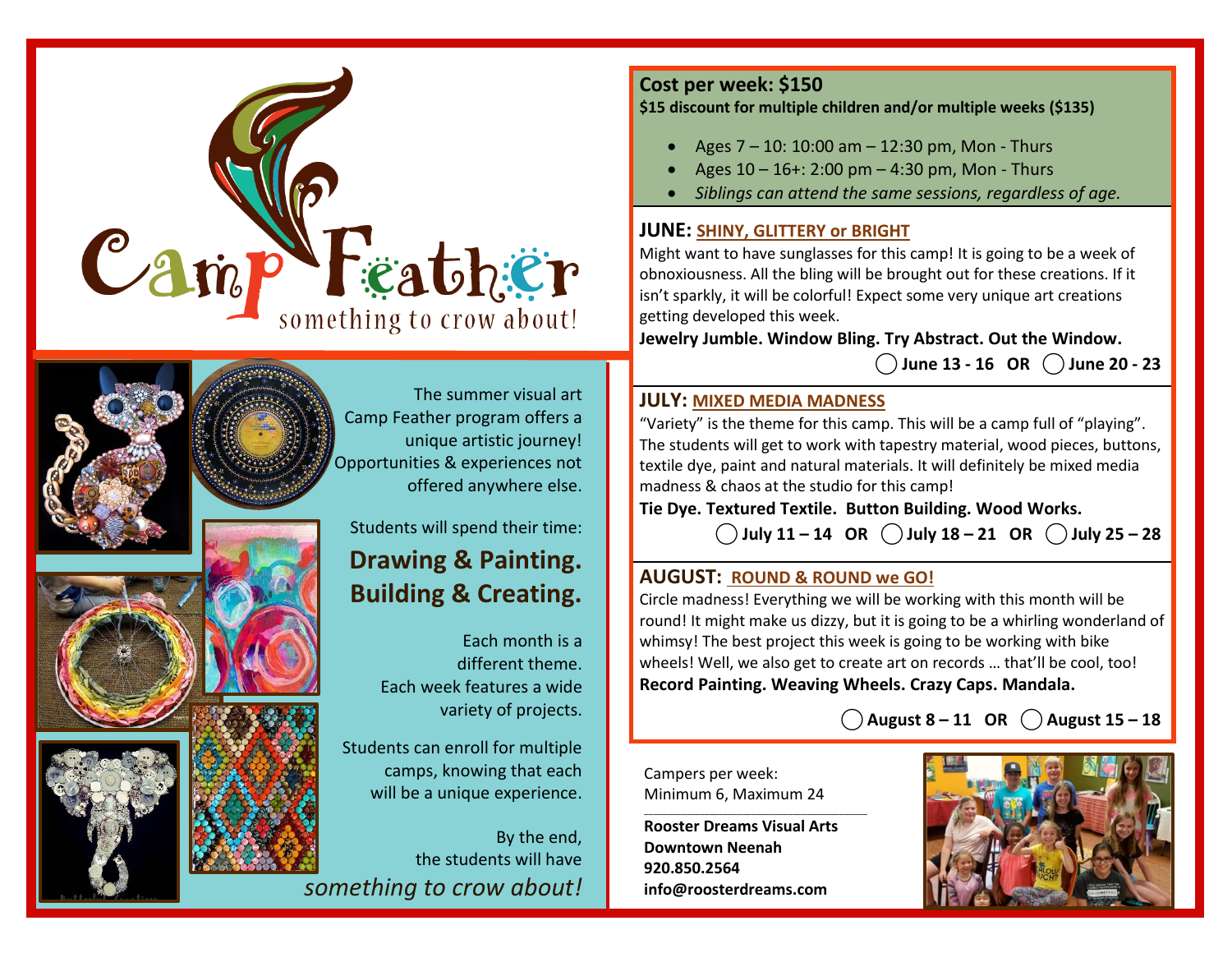# Camp Feather

something to crow about!

The summer visual art Camp Feather program offers a unique artistic journey! Opportunities & experiences not offered anywhere else.

Students will spend their time:

**Drawing & Painting.**
**Building & Creating.**

Each month is a different theme. Each week features a wide variety of projects.

Students can enroll for multiple camps, knowing that each will be a unique experience.

By the end, the students will have *something to crow about!*

## Cost per week: $150

**$15 discount for multiple children and/or multiple weeks ($135)**

- Ages 7 – 10: 10:00 am – 12:30 pm, Mon - Thurs
- Ages 10 – 16+: 2:00 pm – 4:30 pm, Mon - Thurs
- *Siblings can attend the same sessions, regardless of age.*

## JUNE: SHINY, GLITTERY or BRIGHT

Might want to have sunglasses for this camp! It is going to be a week of obnoxiousness. All the bling will be brought out for these creations. If it isn't sparkly, it will be colorful! Expect some very unique art creations getting developed this week.

**Jewelry Jumble. Window Bling. Try Abstract. Out the Window.**

**◯ June 13 - 16 OR ◯ June 20 - 23**

## JULY: MIXED MEDIA MADNESS

"Variety" is the theme for this camp. This will be a camp full of "playing". The students will get to work with tapestry material, wood pieces, buttons, textile dye, paint and natural materials. It will definitely be mixed media madness & chaos at the studio for this camp!

**Tie Dye. Textured Textile. Button Building. Wood Works.**

**◯ July 11 – 14 OR ◯ July 18 – 21 OR ◯ July 25 – 28**

## AUGUST: ROUND & ROUND we GO!

Circle madness! Everything we will be working with this month will be round! It might make us dizzy, but it is going to be a whirling wonderland of whimsy! The best project this week is going to be working with bike wheels! Well, we also get to create art on records … that'll be cool, too!

**Record Painting. Weaving Wheels. Crazy Caps. Mandala.**

**◯ August 8 – 11 OR ◯ August 15 – 18**

Campers per week:
Minimum 6, Maximum 24

**Rooster Dreams Visual Arts**
**Downtown Neenah**
**920.850.2564**
**info@roosterdreams.com**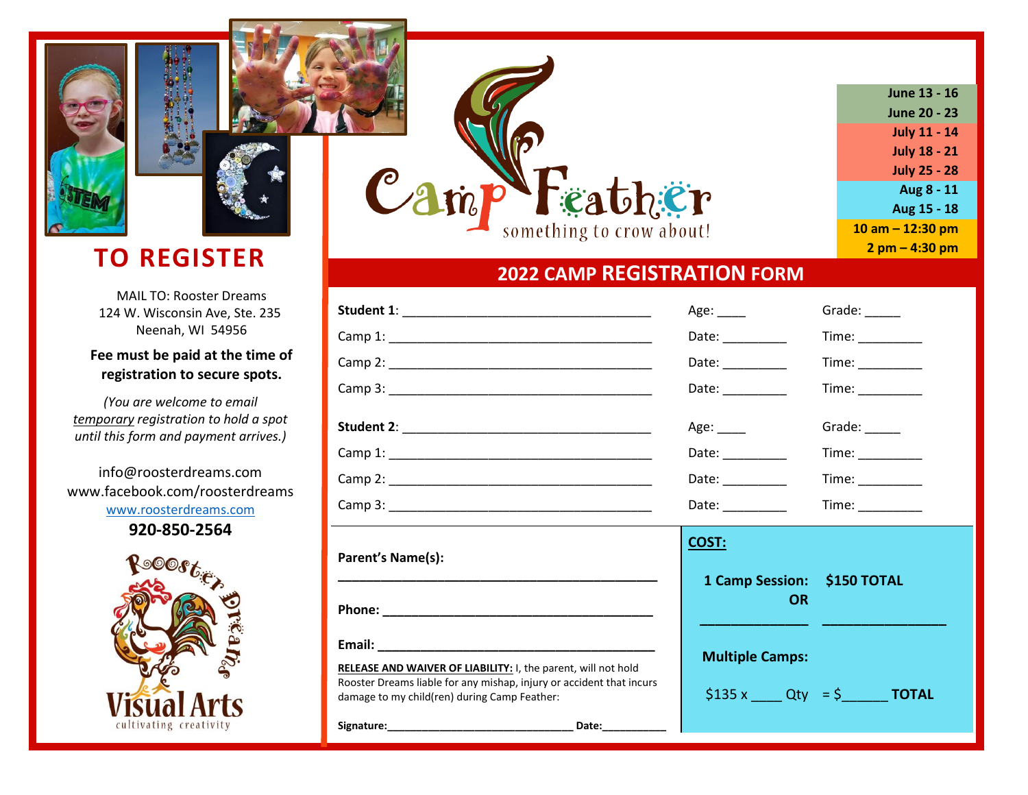# TO REGISTER

MAIL TO: Rooster Dreams
124 W. Wisconsin Ave, Ste. 235
Neenah, WI 54956

**Fee must be paid at the time of registration to secure spots.**

*(You are welcome to email temporary registration to hold a spot until this form and payment arrives.)*

info@roosterdreams.com
www.facebook.com/roosterdreams
www.roosterdreams.com
**920-850-2564**

Rooster Dreams
Visual Arts
cultivating creativity

Camp Feather
something to crow about!

**June 13 - 16**
**June 20 - 23**
**July 11 - 14**
**July 18 - 21**
**July 25 - 28**
**Aug 8 - 11**
**Aug 15 - 18**
**10 am – 12:30 pm**
**2 pm – 4:30 pm**

## 2022 CAMP REGISTRATION FORM

**Student 1**: ____________________________________ Age: ____ Grade: _____

Camp 1: ____________________________________ Date: _________ Time: _________

Camp 2: ____________________________________ Date: _________ Time: _________

Camp 3: ____________________________________ Date: _________ Time: _________

**Student 2**: ____________________________________ Age: ____ Grade: _____

Camp 1: ____________________________________ Date: _________ Time: _________

Camp 2: ____________________________________ Date: _________ Time: _________

Camp 3: ____________________________________ Date: _________ Time: _________

**Parent's Name(s):**

____________________________________________

**Phone:** ____________________________________

**Email:** ____________________________________

**RELEASE AND WAIVER OF LIABILITY:** I, the parent, will not hold Rooster Dreams liable for any mishap, injury or accident that incurs damage to my child(ren) during Camp Feather:

**Signature:**_______________________________ **Date:**___________

**COST:**

**1 Camp Session: $150 TOTAL**
**OR**

**Multiple Camps:**

$135 x ____ Qty = $______ **TOTAL**